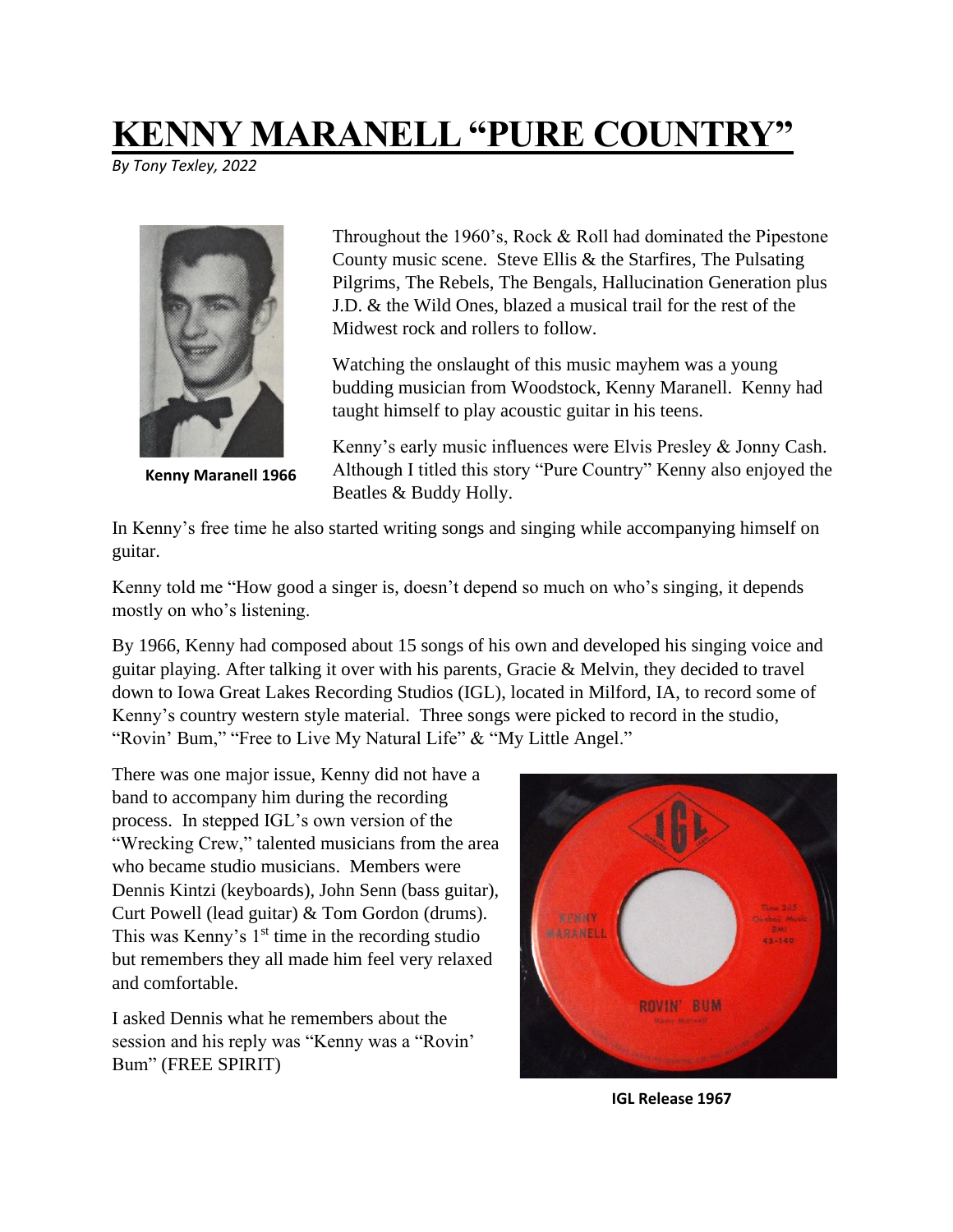# KENNY MARANELL "PURE COUNTRY"

*By Tony Texley, 2022*

Kenny Maranell 1966

Throughout the 1960's, Rock & Roll had dominated the Pipestone County music scene. Steve Ellis & the Starfires, The Pulsating Pilgrims, The Rebels, The Bengals, Hallucination Generation plus J.D. & the Wild Ones, blazed a musical trail for the rest of the Midwest rock and rollers to follow.

Watching the onslaught of this music mayhem was a young budding musician from Woodstock, Kenny Maranell. Kenny had taught himself to play acoustic guitar in his teens.

Kenny's early music influences were Elvis Presley & Jonny Cash. Although I titled this story "Pure Country" Kenny also enjoyed the Beatles & Buddy Holly.

In Kenny's free time he also started writing songs and singing while accompanying himself on guitar.

Kenny told me "How good a singer is, doesn't depend so much on who's singing, it depends mostly on who's listening.

By 1966, Kenny had composed about 15 songs of his own and developed his singing voice and guitar playing. After talking it over with his parents, Gracie & Melvin, they decided to travel down to Iowa Great Lakes Recording Studios (IGL), located in Milford, IA, to record some of Kenny's country western style material. Three songs were picked to record in the studio, "Rovin' Bum," "Free to Live My Natural Life" & "My Little Angel."

There was one major issue, Kenny did not have a band to accompany him during the recording process. In stepped IGL's own version of the "Wrecking Crew," talented musicians from the area who became studio musicians. Members were Dennis Kintzi (keyboards), John Senn (bass guitar), Curt Powell (lead guitar) & Tom Gordon (drums). This was Kenny's 1st time in the recording studio but remembers they all made him feel very relaxed and comfortable.

I asked Dennis what he remembers about the session and his reply was "Kenny was a "Rovin' Bum" (FREE SPIRIT)

IGL Release 1967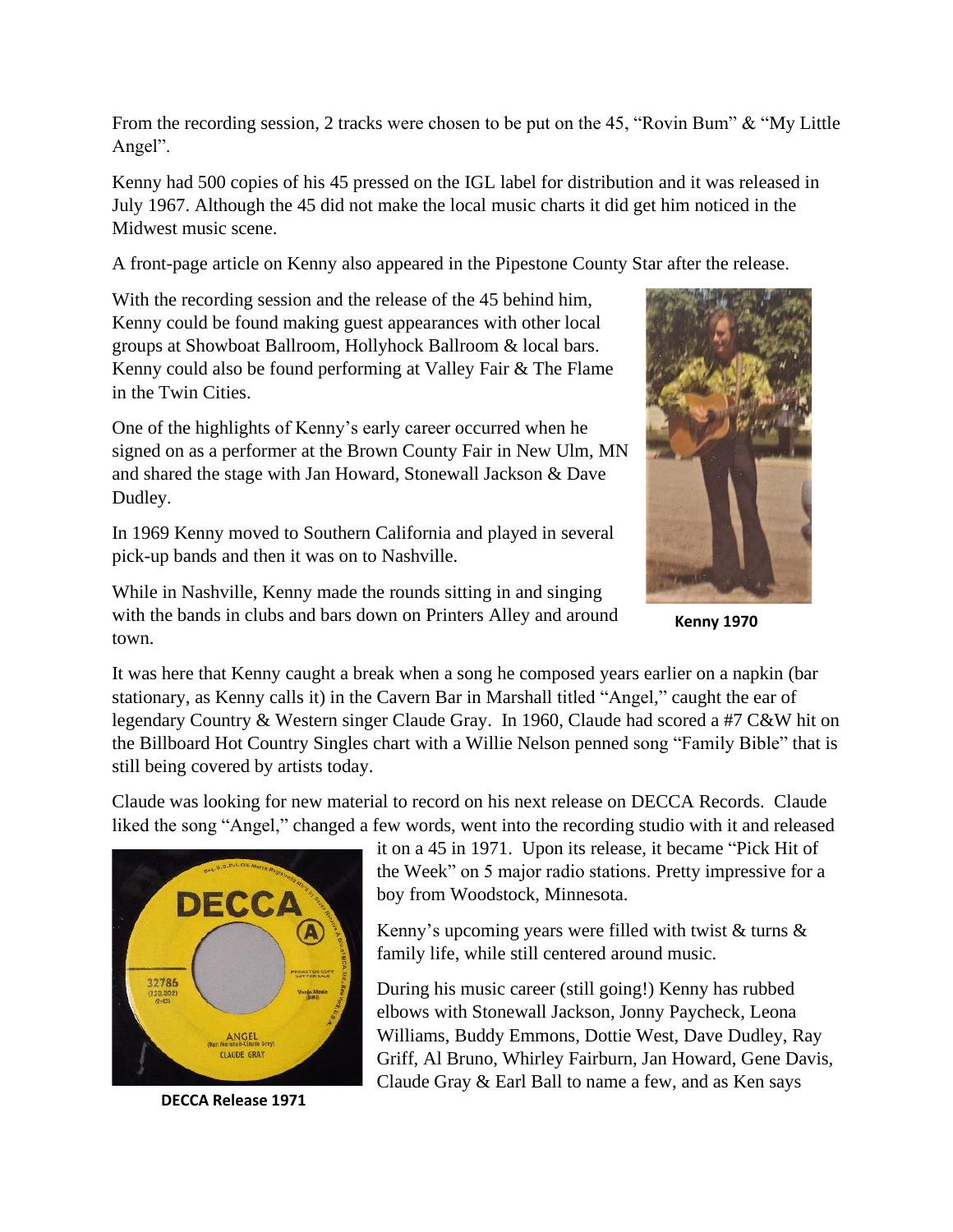From the recording session, 2 tracks were chosen to be put on the 45, "Rovin Bum" & "My Little Angel".

Kenny had 500 copies of his 45 pressed on the IGL label for distribution and it was released in July 1967. Although the 45 did not make the local music charts it did get him noticed in the Midwest music scene.

A front-page article on Kenny also appeared in the Pipestone County Star after the release.

With the recording session and the release of the 45 behind him, Kenny could be found making guest appearances with other local groups at Showboat Ballroom, Hollyhock Ballroom & local bars. Kenny could also be found performing at Valley Fair & The Flame in the Twin Cities.

One of the highlights of Kenny's early career occurred when he signed on as a performer at the Brown County Fair in New Ulm, MN and shared the stage with Jan Howard, Stonewall Jackson & Dave Dudley.

In 1969 Kenny moved to Southern California and played in several pick-up bands and then it was on to Nashville.

While in Nashville, Kenny made the rounds sitting in and singing with the bands in clubs and bars down on Printers Alley and around town.

**Kenny 1970**

It was here that Kenny caught a break when a song he composed years earlier on a napkin (bar stationary, as Kenny calls it) in the Cavern Bar in Marshall titled "Angel," caught the ear of legendary Country & Western singer Claude Gray. In 1960, Claude had scored a #7 C&W hit on the Billboard Hot Country Singles chart with a Willie Nelson penned song "Family Bible" that is still being covered by artists today.

Claude was looking for new material to record on his next release on DECCA Records. Claude liked the song "Angel," changed a few words, went into the recording studio with it and released it on a 45 in 1971. Upon its release, it became "Pick Hit of the Week" on 5 major radio stations. Pretty impressive for a boy from Woodstock, Minnesota.

**DECCA Release 1971**

Kenny's upcoming years were filled with twist & turns & family life, while still centered around music.

During his music career (still going!) Kenny has rubbed elbows with Stonewall Jackson, Jonny Paycheck, Leona Williams, Buddy Emmons, Dottie West, Dave Dudley, Ray Griff, Al Bruno, Whirley Fairburn, Jan Howard, Gene Davis, Claude Gray & Earl Ball to name a few, and as Ken says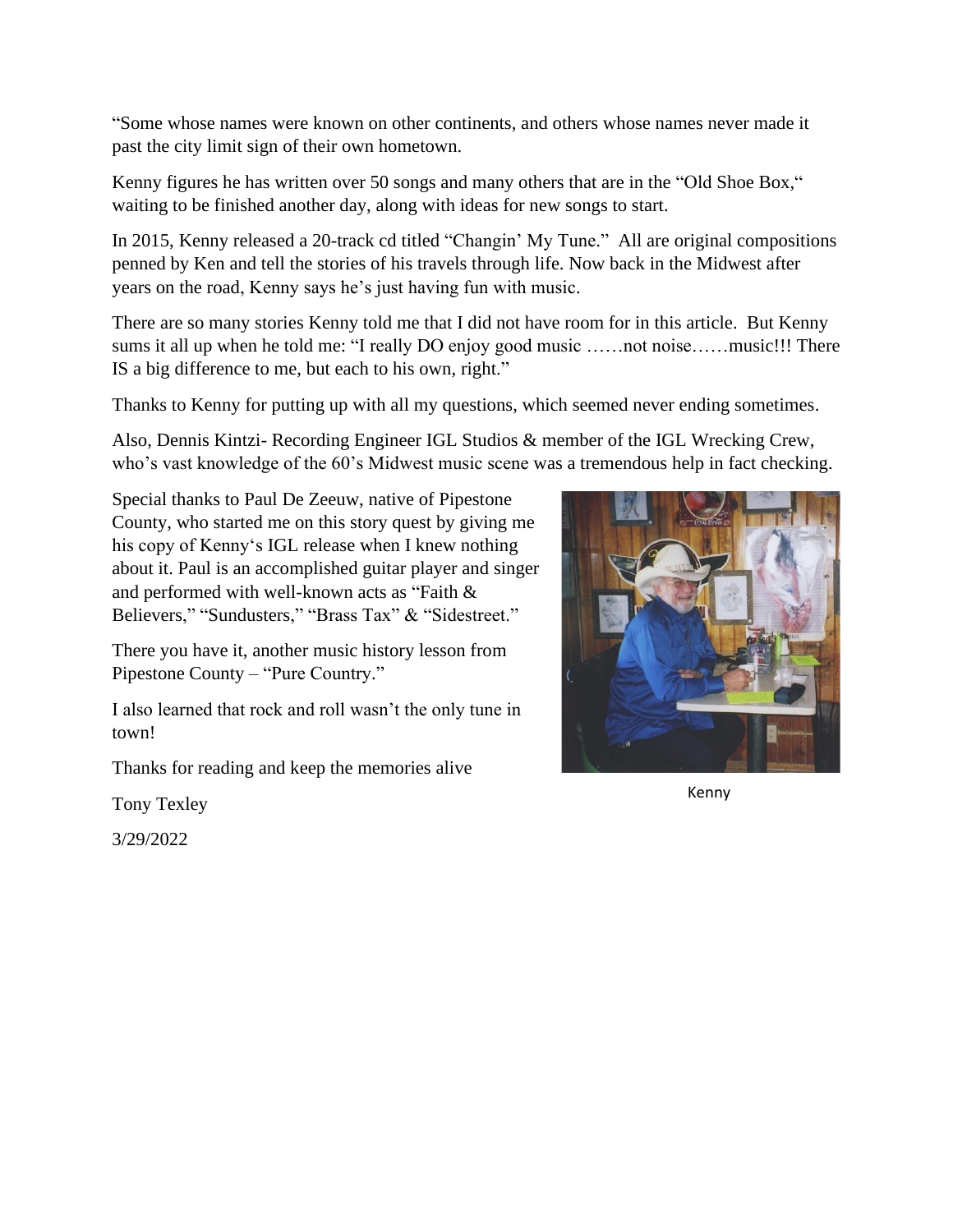"Some whose names were known on other continents, and others whose names never made it past the city limit sign of their own hometown.

Kenny figures he has written over 50 songs and many others that are in the "Old Shoe Box," waiting to be finished another day, along with ideas for new songs to start.

In 2015, Kenny released a 20-track cd titled "Changin' My Tune." All are original compositions penned by Ken and tell the stories of his travels through life. Now back in the Midwest after years on the road, Kenny says he's just having fun with music.

There are so many stories Kenny told me that I did not have room for in this article. But Kenny sums it all up when he told me: "I really DO enjoy good music ……not noise……music!!! There IS a big difference to me, but each to his own, right."

Thanks to Kenny for putting up with all my questions, which seemed never ending sometimes.

Also, Dennis Kintzi- Recording Engineer IGL Studios & member of the IGL Wrecking Crew, who's vast knowledge of the 60's Midwest music scene was a tremendous help in fact checking.

Special thanks to Paul De Zeeuw, native of Pipestone County, who started me on this story quest by giving me his copy of Kenny's IGL release when I knew nothing about it. Paul is an accomplished guitar player and singer and performed with well-known acts as "Faith & Believers," "Sundusters," "Brass Tax" & "Sidestreet."

There you have it, another music history lesson from Pipestone County – "Pure Country."

I also learned that rock and roll wasn't the only tune in town!

Thanks for reading and keep the memories alive

Tony Texley

3/29/2022

Kenny